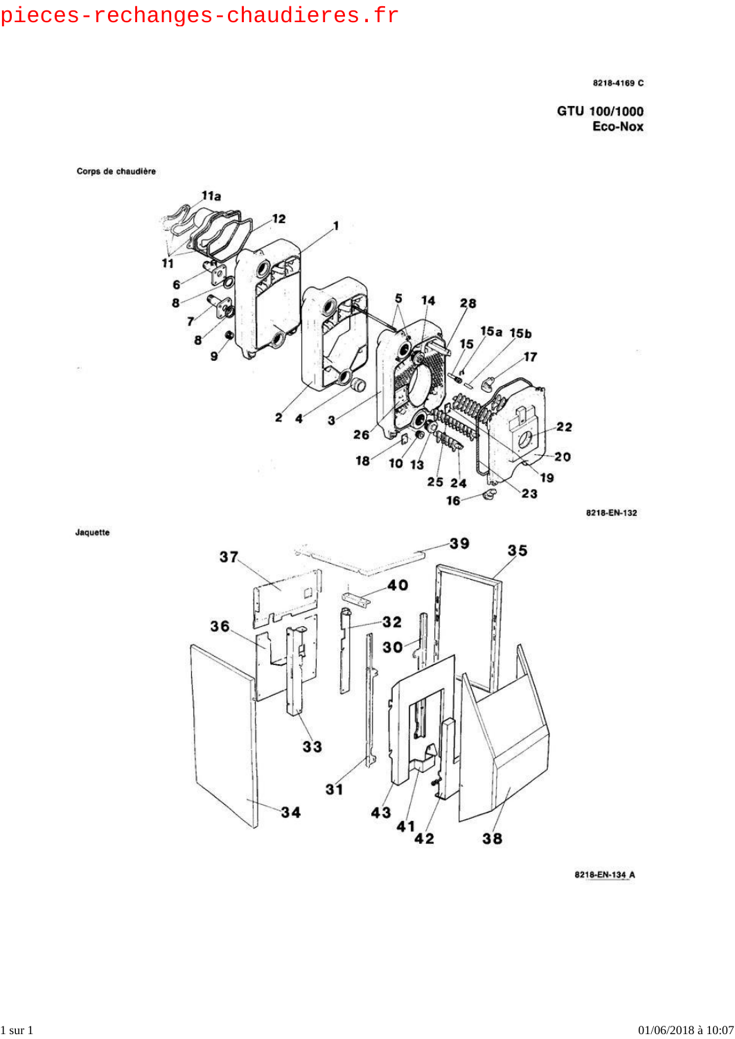8218-4169 C

# GTU 100/1000
# Eco-Nox

## Corps de chaudière

11a
12
1
11
6
8
7
8
9
5
14
28
15a
15b
15
17
22
20
19
23
2
4
3
26
18
10
13
25
24
16

8218-EN-132

## Jaquette

39
35
37
40
32
36
30
33
31
34
43
41
42
38

8218-EN-134 A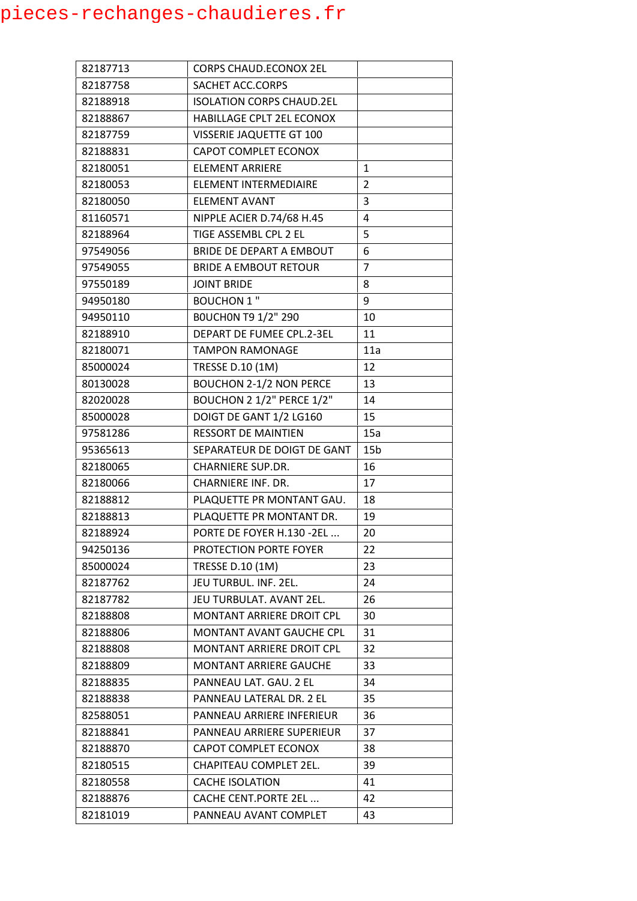pieces-rechanges-chaudieres.fr

| | | |
|---|---|---|
| 82187713 | CORPS CHAUD.ECONOX 2EL | |
| 82187758 | SACHET ACC.CORPS | |
| 82188918 | ISOLATION CORPS CHAUD.2EL | |
| 82188867 | HABILLAGE CPLT 2EL ECONOX | |
| 82187759 | VISSERIE JAQUETTE GT 100 | |
| 82188831 | CAPOT COMPLET ECONOX | |
| 82180051 | ELEMENT ARRIERE | 1 |
| 82180053 | ELEMENT INTERMEDIAIRE | 2 |
| 82180050 | ELEMENT AVANT | 3 |
| 81160571 | NIPPLE ACIER D.74/68 H.45 | 4 |
| 82188964 | TIGE ASSEMBL CPL 2 EL | 5 |
| 97549056 | BRIDE DE DEPART A EMBOUT | 6 |
| 97549055 | BRIDE A EMBOUT RETOUR | 7 |
| 97550189 | JOINT BRIDE | 8 |
| 94950180 | BOUCHON 1 " | 9 |
| 94950110 | B0UCH0N T9 1/2" 290 | 10 |
| 82188910 | DEPART DE FUMEE CPL.2-3EL | 11 |
| 82180071 | TAMPON RAMONAGE | 11a |
| 85000024 | TRESSE D.10 (1M) | 12 |
| 80130028 | BOUCHON 2-1/2 NON PERCE | 13 |
| 82020028 | BOUCHON 2 1/2" PERCE 1/2" | 14 |
| 85000028 | DOIGT DE GANT 1/2 LG160 | 15 |
| 97581286 | RESSORT DE MAINTIEN | 15a |
| 95365613 | SEPARATEUR DE DOIGT DE GANT | 15b |
| 82180065 | CHARNIERE SUP.DR. | 16 |
| 82180066 | CHARNIERE INF. DR. | 17 |
| 82188812 | PLAQUETTE PR MONTANT GAU. | 18 |
| 82188813 | PLAQUETTE PR MONTANT DR. | 19 |
| 82188924 | PORTE DE FOYER H.130 -2EL ... | 20 |
| 94250136 | PROTECTION PORTE FOYER | 22 |
| 85000024 | TRESSE D.10 (1M) | 23 |
| 82187762 | JEU TURBUL. INF. 2EL. | 24 |
| 82187782 | JEU TURBULAT. AVANT 2EL. | 26 |
| 82188808 | MONTANT ARRIERE DROIT CPL | 30 |
| 82188806 | MONTANT AVANT GAUCHE CPL | 31 |
| 82188808 | MONTANT ARRIERE DROIT CPL | 32 |
| 82188809 | MONTANT ARRIERE GAUCHE | 33 |
| 82188835 | PANNEAU LAT. GAU. 2 EL | 34 |
| 82188838 | PANNEAU LATERAL DR. 2 EL | 35 |
| 82588051 | PANNEAU ARRIERE INFERIEUR | 36 |
| 82188841 | PANNEAU ARRIERE SUPERIEUR | 37 |
| 82188870 | CAPOT COMPLET ECONOX | 38 |
| 82180515 | CHAPITEAU COMPLET 2EL. | 39 |
| 82180558 | CACHE ISOLATION | 41 |
| 82188876 | CACHE CENT.PORTE 2EL ... | 42 |
| 82181019 | PANNEAU AVANT COMPLET | 43 |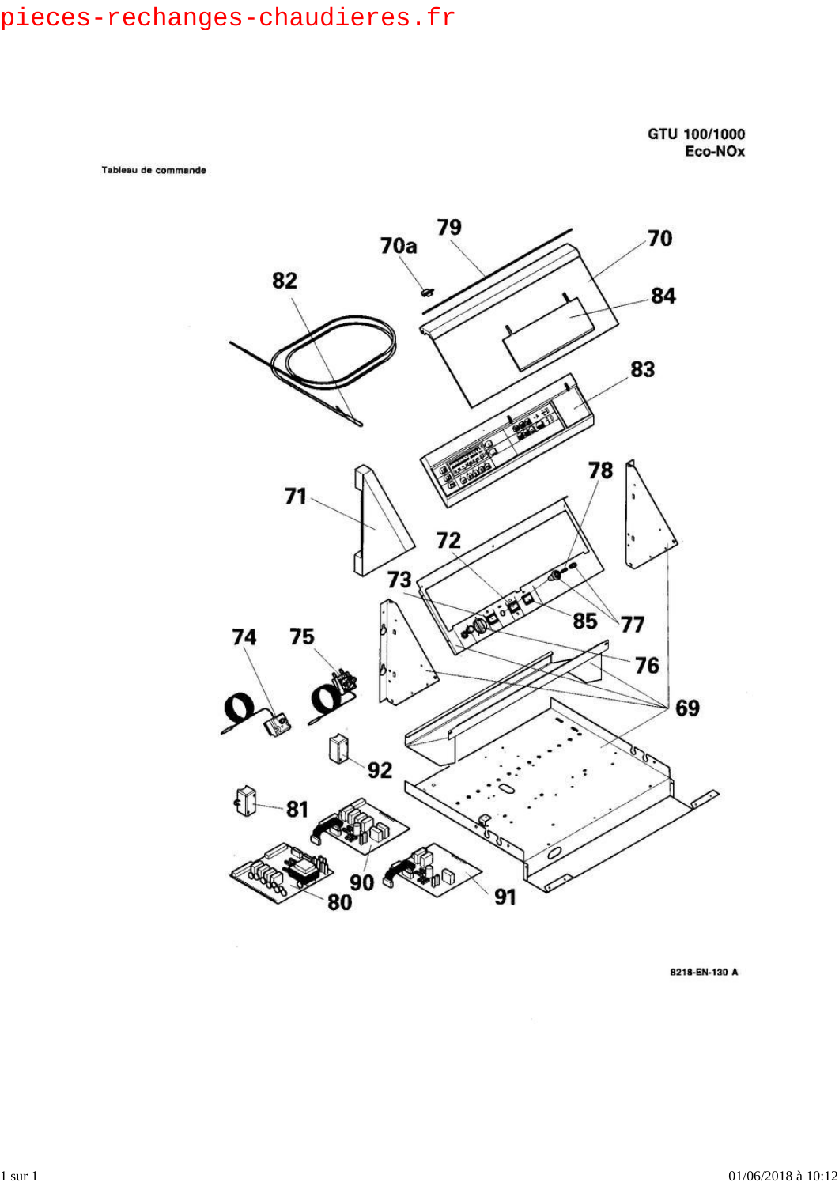GTU 100/1000
Eco-NOx

Tableau de commande

70a 79 70 82 84 83 71 78 72 73 85 77 76 74 75 69 92 81 90 80 91

8218-EN-130 A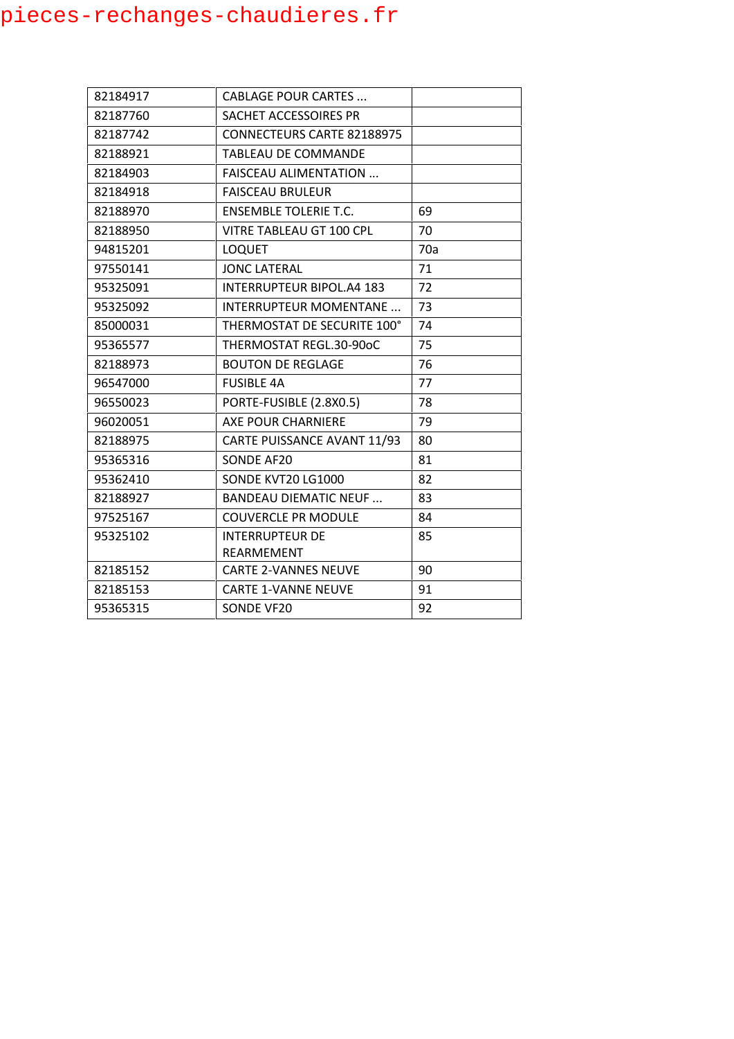| | | |
|---|---|---|
| 82184917 | CABLAGE POUR CARTES ... | |
| 82187760 | SACHET ACCESSOIRES PR | |
| 82187742 | CONNECTEURS CARTE 82188975 | |
| 82188921 | TABLEAU DE COMMANDE | |
| 82184903 | FAISCEAU ALIMENTATION ... | |
| 82184918 | FAISCEAU BRULEUR | |
| 82188970 | ENSEMBLE TOLERIE T.C. | 69 |
| 82188950 | VITRE TABLEAU GT 100 CPL | 70 |
| 94815201 | LOQUET | 70a |
| 97550141 | JONC LATERAL | 71 |
| 95325091 | INTERRUPTEUR BIPOL.A4 183 | 72 |
| 95325092 | INTERRUPTEUR MOMENTANE ... | 73 |
| 85000031 | THERMOSTAT DE SECURITE 100° | 74 |
| 95365577 | THERMOSTAT REGL.30-90oC | 75 |
| 82188973 | BOUTON DE REGLAGE | 76 |
| 96547000 | FUSIBLE 4A | 77 |
| 96550023 | PORTE-FUSIBLE (2.8X0.5) | 78 |
| 96020051 | AXE POUR CHARNIERE | 79 |
| 82188975 | CARTE PUISSANCE AVANT 11/93 | 80 |
| 95365316 | SONDE AF20 | 81 |
| 95362410 | SONDE KVT20 LG1000 | 82 |
| 82188927 | BANDEAU DIEMATIC NEUF ... | 83 |
| 97525167 | COUVERCLE PR MODULE | 84 |
| 95325102 | INTERRUPTEUR DE REARMEMENT | 85 |
| 82185152 | CARTE 2-VANNES NEUVE | 90 |
| 82185153 | CARTE 1-VANNE NEUVE | 91 |
| 95365315 | SONDE VF20 | 92 |